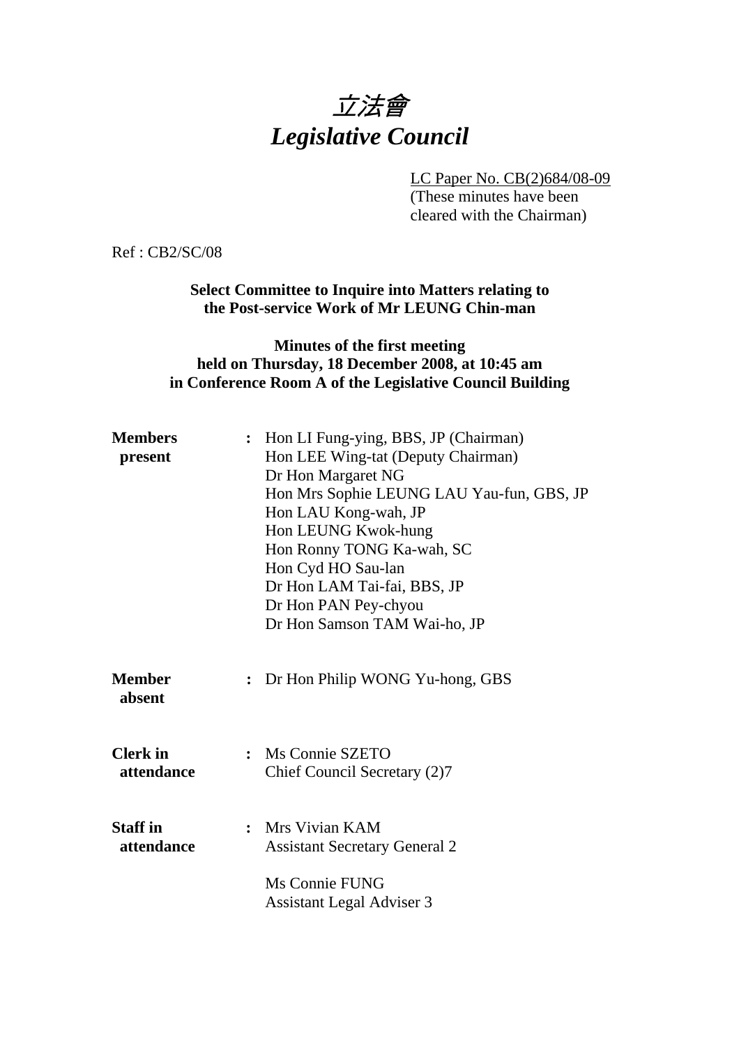# *立法會*
# *Legislative Council*

LC Paper No. CB(2)684/08-09
(These minutes have been cleared with the Chairman)

Ref : CB2/SC/08

**Select Committee to Inquire into Matters relating to the Post-service Work of Mr LEUNG Chin-man**

**Minutes of the first meeting held on Thursday, 18 December 2008, at 10:45 am in Conference Room A of the Legislative Council Building**

**Members present** : Hon LI Fung-ying, BBS, JP (Chairman)
Hon LEE Wing-tat (Deputy Chairman)
Dr Hon Margaret NG
Hon Mrs Sophie LEUNG LAU Yau-fun, GBS, JP
Hon LAU Kong-wah, JP
Hon LEUNG Kwok-hung
Hon Ronny TONG Ka-wah, SC
Hon Cyd HO Sau-lan
Dr Hon LAM Tai-fai, BBS, JP
Dr Hon PAN Pey-chyou
Dr Hon Samson TAM Wai-ho, JP

**Member absent** : Dr Hon Philip WONG Yu-hong, GBS

**Clerk in attendance** : Ms Connie SZETO
Chief Council Secretary (2)7

**Staff in attendance** : Mrs Vivian KAM
Assistant Secretary General 2

Ms Connie FUNG
Assistant Legal Adviser 3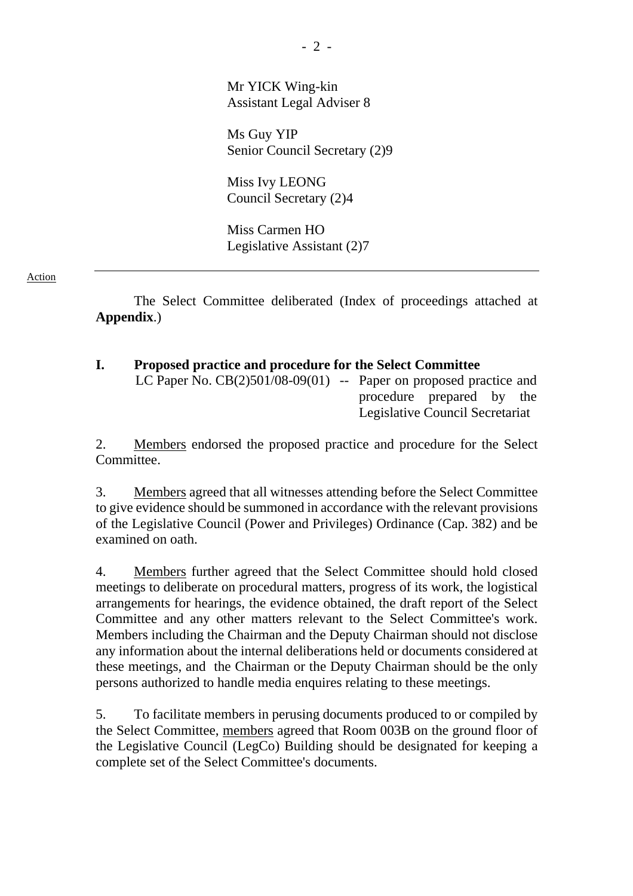Mr YICK Wing-kin
Assistant Legal Adviser 8

Ms Guy YIP
Senior Council Secretary (2)9

Miss Ivy LEONG
Council Secretary (2)4

Miss Carmen HO
Legislative Assistant (2)7

Action

---

The Select Committee deliberated (Index of proceedings attached at **Appendix**.)

**I. Proposed practice and procedure for the Select Committee**

LC Paper No. CB(2)501/08-09(01) -- Paper on proposed practice and procedure prepared by the Legislative Council Secretariat

2. Members endorsed the proposed practice and procedure for the Select Committee.

3. Members agreed that all witnesses attending before the Select Committee to give evidence should be summoned in accordance with the relevant provisions of the Legislative Council (Power and Privileges) Ordinance (Cap. 382) and be examined on oath.

4. Members further agreed that the Select Committee should hold closed meetings to deliberate on procedural matters, progress of its work, the logistical arrangements for hearings, the evidence obtained, the draft report of the Select Committee and any other matters relevant to the Select Committee's work. Members including the Chairman and the Deputy Chairman should not disclose any information about the internal deliberations held or documents considered at these meetings, and the Chairman or the Deputy Chairman should be the only persons authorized to handle media enquires relating to these meetings.

5. To facilitate members in perusing documents produced to or compiled by the Select Committee, members agreed that Room 003B on the ground floor of the Legislative Council (LegCo) Building should be designated for keeping a complete set of the Select Committee's documents.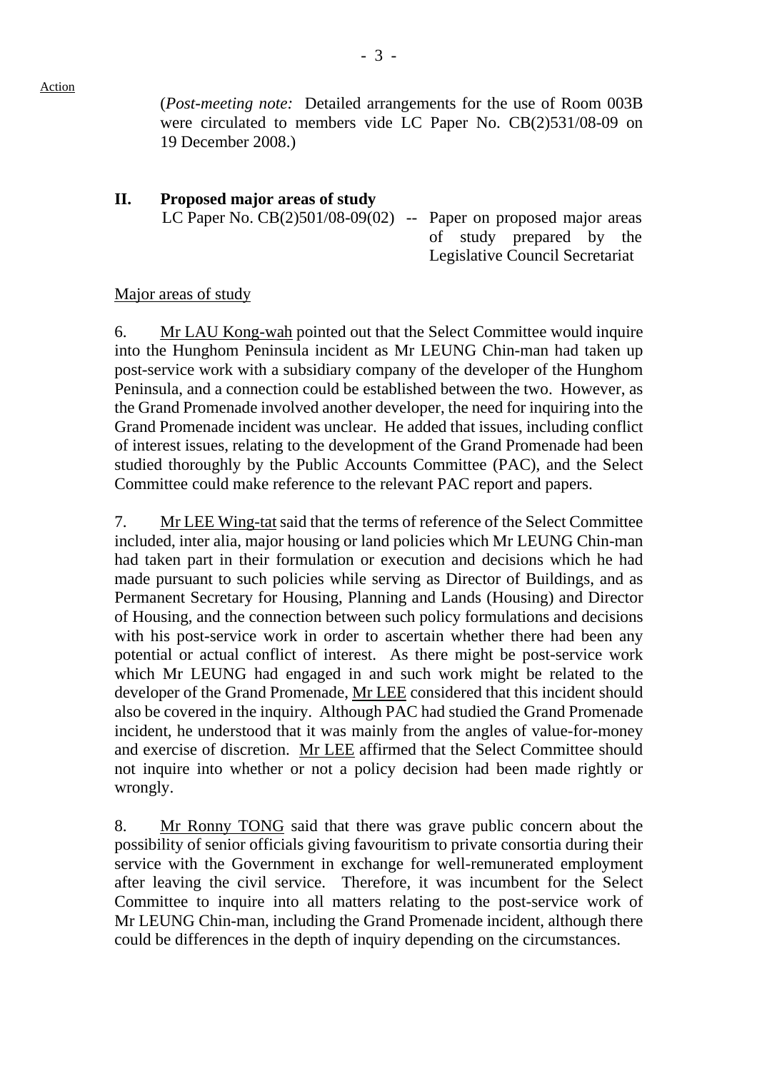Action

(*Post-meeting note:* Detailed arrangements for the use of Room 003B were circulated to members vide LC Paper No. CB(2)531/08-09 on 19 December 2008.)

## II. Proposed major areas of study

LC Paper No. CB(2)501/08-09(02) -- Paper on proposed major areas of study prepared by the Legislative Council Secretariat

Major areas of study

6. Mr LAU Kong-wah pointed out that the Select Committee would inquire into the Hunghom Peninsula incident as Mr LEUNG Chin-man had taken up post-service work with a subsidiary company of the developer of the Hunghom Peninsula, and a connection could be established between the two. However, as the Grand Promenade involved another developer, the need for inquiring into the Grand Promenade incident was unclear. He added that issues, including conflict of interest issues, relating to the development of the Grand Promenade had been studied thoroughly by the Public Accounts Committee (PAC), and the Select Committee could make reference to the relevant PAC report and papers.

7. Mr LEE Wing-tat said that the terms of reference of the Select Committee included, inter alia, major housing or land policies which Mr LEUNG Chin-man had taken part in their formulation or execution and decisions which he had made pursuant to such policies while serving as Director of Buildings, and as Permanent Secretary for Housing, Planning and Lands (Housing) and Director of Housing, and the connection between such policy formulations and decisions with his post-service work in order to ascertain whether there had been any potential or actual conflict of interest. As there might be post-service work which Mr LEUNG had engaged in and such work might be related to the developer of the Grand Promenade, Mr LEE considered that this incident should also be covered in the inquiry. Although PAC had studied the Grand Promenade incident, he understood that it was mainly from the angles of value-for-money and exercise of discretion. Mr LEE affirmed that the Select Committee should not inquire into whether or not a policy decision had been made rightly or wrongly.

8. Mr Ronny TONG said that there was grave public concern about the possibility of senior officials giving favouritism to private consortia during their service with the Government in exchange for well-remunerated employment after leaving the civil service. Therefore, it was incumbent for the Select Committee to inquire into all matters relating to the post-service work of Mr LEUNG Chin-man, including the Grand Promenade incident, although there could be differences in the depth of inquiry depending on the circumstances.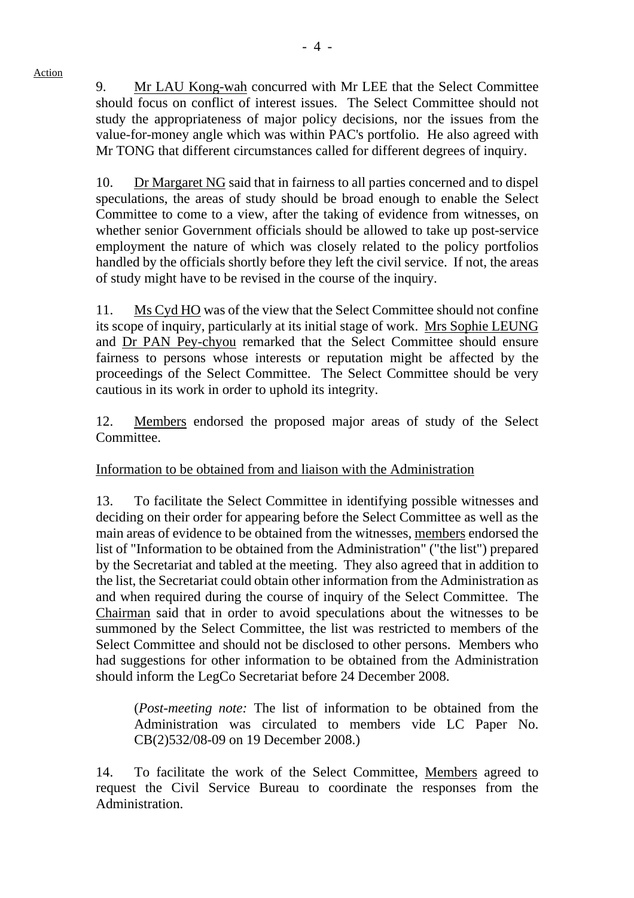Action

9. Mr LAU Kong-wah concurred with Mr LEE that the Select Committee should focus on conflict of interest issues. The Select Committee should not study the appropriateness of major policy decisions, nor the issues from the value-for-money angle which was within PAC's portfolio. He also agreed with Mr TONG that different circumstances called for different degrees of inquiry.

10. Dr Margaret NG said that in fairness to all parties concerned and to dispel speculations, the areas of study should be broad enough to enable the Select Committee to come to a view, after the taking of evidence from witnesses, on whether senior Government officials should be allowed to take up post-service employment the nature of which was closely related to the policy portfolios handled by the officials shortly before they left the civil service. If not, the areas of study might have to be revised in the course of the inquiry.

11. Ms Cyd HO was of the view that the Select Committee should not confine its scope of inquiry, particularly at its initial stage of work. Mrs Sophie LEUNG and Dr PAN Pey-chyou remarked that the Select Committee should ensure fairness to persons whose interests or reputation might be affected by the proceedings of the Select Committee. The Select Committee should be very cautious in its work in order to uphold its integrity.

12. Members endorsed the proposed major areas of study of the Select Committee.

Information to be obtained from and liaison with the Administration

13. To facilitate the Select Committee in identifying possible witnesses and deciding on their order for appearing before the Select Committee as well as the main areas of evidence to be obtained from the witnesses, members endorsed the list of "Information to be obtained from the Administration" ("the list") prepared by the Secretariat and tabled at the meeting. They also agreed that in addition to the list, the Secretariat could obtain other information from the Administration as and when required during the course of inquiry of the Select Committee. The Chairman said that in order to avoid speculations about the witnesses to be summoned by the Select Committee, the list was restricted to members of the Select Committee and should not be disclosed to other persons. Members who had suggestions for other information to be obtained from the Administration should inform the LegCo Secretariat before 24 December 2008.

> (*Post-meeting note:* The list of information to be obtained from the Administration was circulated to members vide LC Paper No. CB(2)532/08-09 on 19 December 2008.)

14. To facilitate the work of the Select Committee, Members agreed to request the Civil Service Bureau to coordinate the responses from the Administration.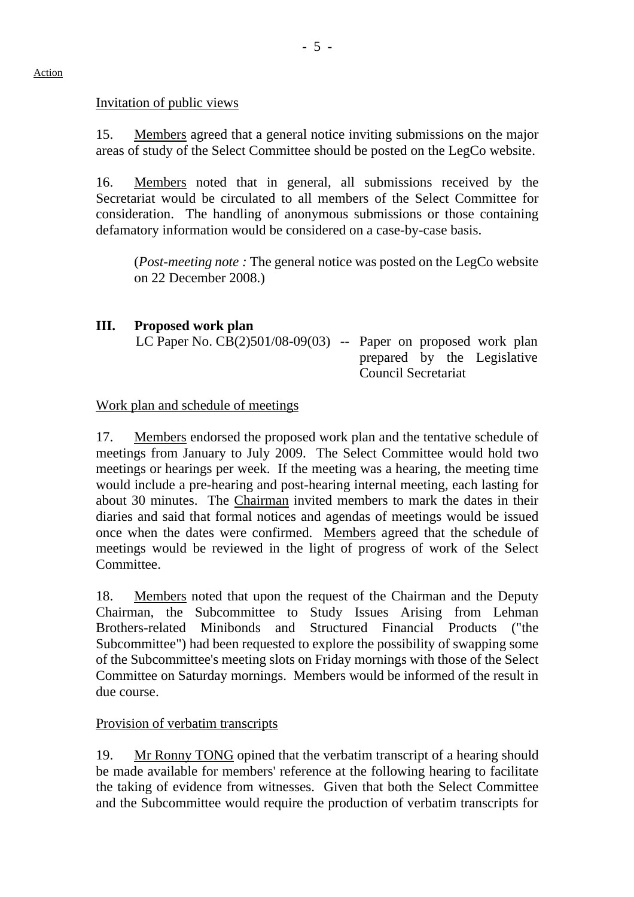Action

Invitation of public views

15. Members agreed that a general notice inviting submissions on the major areas of study of the Select Committee should be posted on the LegCo website.

16. Members noted that in general, all submissions received by the Secretariat would be circulated to all members of the Select Committee for consideration. The handling of anonymous submissions or those containing defamatory information would be considered on a case-by-case basis.

> (*Post-meeting note :* The general notice was posted on the LegCo website on 22 December 2008.)

## III. Proposed work plan

LC Paper No. CB(2)501/08-09(03) -- Paper on proposed work plan prepared by the Legislative Council Secretariat

Work plan and schedule of meetings

17. Members endorsed the proposed work plan and the tentative schedule of meetings from January to July 2009. The Select Committee would hold two meetings or hearings per week. If the meeting was a hearing, the meeting time would include a pre-hearing and post-hearing internal meeting, each lasting for about 30 minutes. The Chairman invited members to mark the dates in their diaries and said that formal notices and agendas of meetings would be issued once when the dates were confirmed. Members agreed that the schedule of meetings would be reviewed in the light of progress of work of the Select Committee.

18. Members noted that upon the request of the Chairman and the Deputy Chairman, the Subcommittee to Study Issues Arising from Lehman Brothers-related Minibonds and Structured Financial Products ("the Subcommittee") had been requested to explore the possibility of swapping some of the Subcommittee's meeting slots on Friday mornings with those of the Select Committee on Saturday mornings. Members would be informed of the result in due course.

Provision of verbatim transcripts

19. Mr Ronny TONG opined that the verbatim transcript of a hearing should be made available for members' reference at the following hearing to facilitate the taking of evidence from witnesses. Given that both the Select Committee and the Subcommittee would require the production of verbatim transcripts for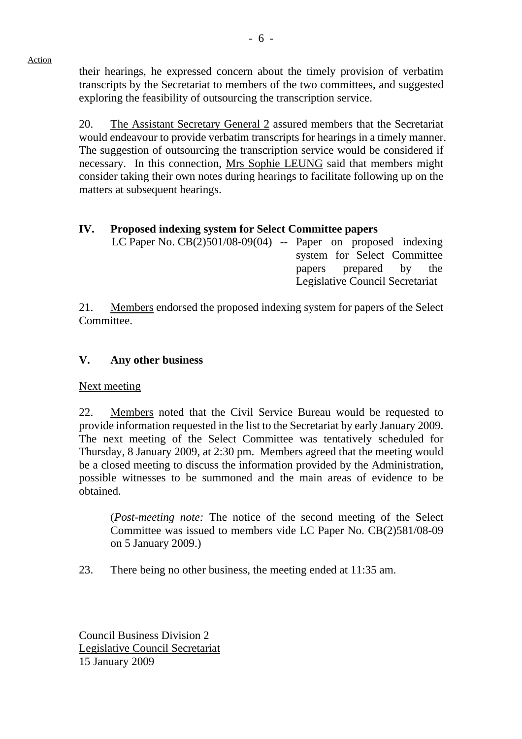Action

their hearings, he expressed concern about the timely provision of verbatim transcripts by the Secretariat to members of the two committees, and suggested exploring the feasibility of outsourcing the transcription service.

20. The Assistant Secretary General 2 assured members that the Secretariat would endeavour to provide verbatim transcripts for hearings in a timely manner. The suggestion of outsourcing the transcription service would be considered if necessary. In this connection, Mrs Sophie LEUNG said that members might consider taking their own notes during hearings to facilitate following up on the matters at subsequent hearings.

## IV. Proposed indexing system for Select Committee papers

LC Paper No. CB(2)501/08-09(04) -- Paper on proposed indexing system for Select Committee papers prepared by the Legislative Council Secretariat

21. Members endorsed the proposed indexing system for papers of the Select Committee.

## V. Any other business

Next meeting

22. Members noted that the Civil Service Bureau would be requested to provide information requested in the list to the Secretariat by early January 2009. The next meeting of the Select Committee was tentatively scheduled for Thursday, 8 January 2009, at 2:30 pm. Members agreed that the meeting would be a closed meeting to discuss the information provided by the Administration, possible witnesses to be summoned and the main areas of evidence to be obtained.

(*Post-meeting note:* The notice of the second meeting of the Select Committee was issued to members vide LC Paper No. CB(2)581/08-09 on 5 January 2009.)

23. There being no other business, the meeting ended at 11:35 am.

Council Business Division 2
Legislative Council Secretariat
15 January 2009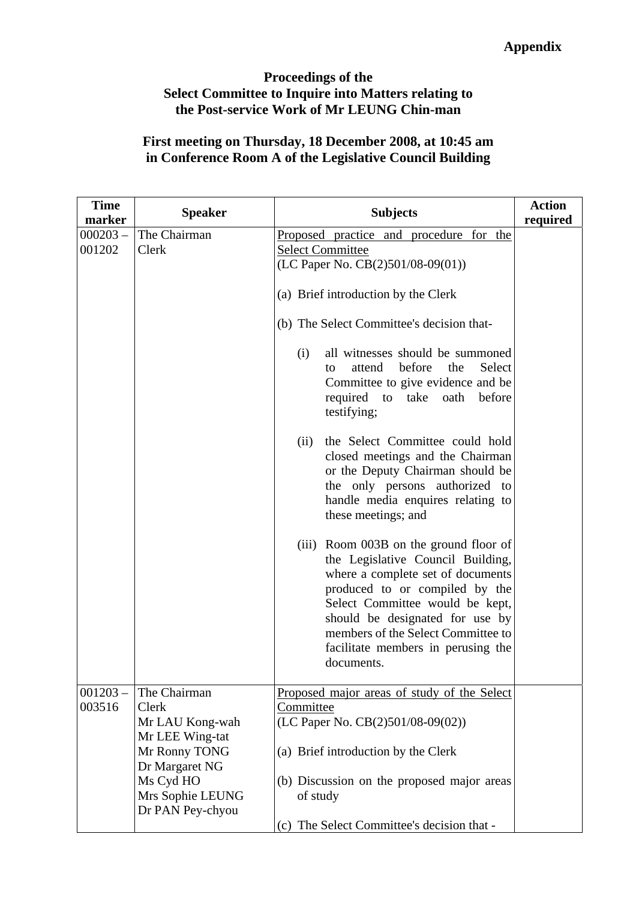**Appendix**

**Proceedings of the Select Committee to Inquire into Matters relating to the Post-service Work of Mr LEUNG Chin-man**

**First meeting on Thursday, 18 December 2008, at 10:45 am in Conference Room A of the Legislative Council Building**

| Time marker | Speaker | Subjects | Action required |
|---|---|---|---|
| 000203 – 001202 | The Chairman<br>Clerk | Proposed practice and procedure for the Select Committee<br>(LC Paper No. CB(2)501/08-09(01))<br><br>(a) Brief introduction by the Clerk<br><br>(b) The Select Committee's decision that-<br><br>(i) all witnesses should be summoned to attend before the Select Committee to give evidence and be required to take oath before testifying;<br><br>(ii) the Select Committee could hold closed meetings and the Chairman or the Deputy Chairman should be the only persons authorized to handle media enquires relating to these meetings; and<br><br>(iii) Room 003B on the ground floor of the Legislative Council Building, where a complete set of documents produced to or compiled by the Select Committee would be kept, should be designated for use by members of the Select Committee to facilitate members in perusing the documents. | |
| 001203 – 003516 | The Chairman<br>Clerk<br>Mr LAU Kong-wah<br>Mr LEE Wing-tat<br>Mr Ronny TONG<br>Dr Margaret NG<br>Ms Cyd HO<br>Mrs Sophie LEUNG<br>Dr PAN Pey-chyou | Proposed major areas of study of the Select Committee<br>(LC Paper No. CB(2)501/08-09(02))<br><br>(a) Brief introduction by the Clerk<br><br>(b) Discussion on the proposed major areas of study<br><br>(c) The Select Committee's decision that - | |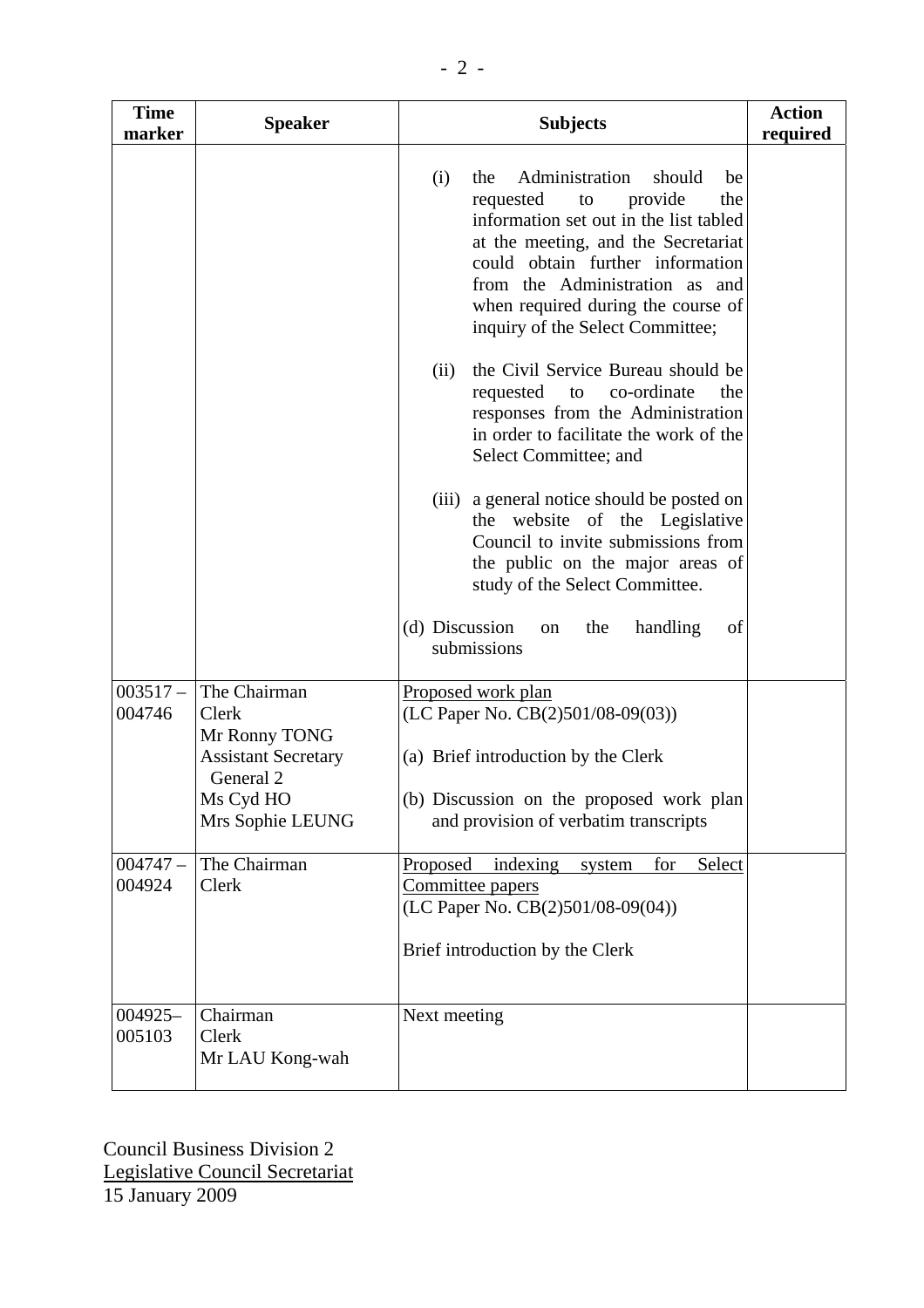| Time marker | Speaker | Subjects | Action required |
|---|---|---|---|
| | | (i) the Administration should be requested to provide the information set out in the list tabled at the meeting, and the Secretariat could obtain further information from the Administration as and when required during the course of inquiry of the Select Committee;<br><br>(ii) the Civil Service Bureau should be requested to co-ordinate the responses from the Administration in order to facilitate the work of the Select Committee; and<br><br>(iii) a general notice should be posted on the website of the Legislative Council to invite submissions from the public on the major areas of study of the Select Committee.<br><br>(d) Discussion on the handling of submissions | |
| 003517 – 004746 | The Chairman<br>Clerk<br>Mr Ronny TONG<br>Assistant Secretary General 2<br>Ms Cyd HO<br>Mrs Sophie LEUNG | Proposed work plan<br>(LC Paper No. CB(2)501/08-09(03))<br><br>(a) Brief introduction by the Clerk<br><br>(b) Discussion on the proposed work plan and provision of verbatim transcripts | |
| 004747 – 004924 | The Chairman<br>Clerk | Proposed indexing system for Select Committee papers<br>(LC Paper No. CB(2)501/08-09(04))<br><br>Brief introduction by the Clerk | |
| 004925– 005103 | Chairman<br>Clerk<br>Mr LAU Kong-wah | Next meeting | |

Council Business Division 2
Legislative Council Secretariat
15 January 2009